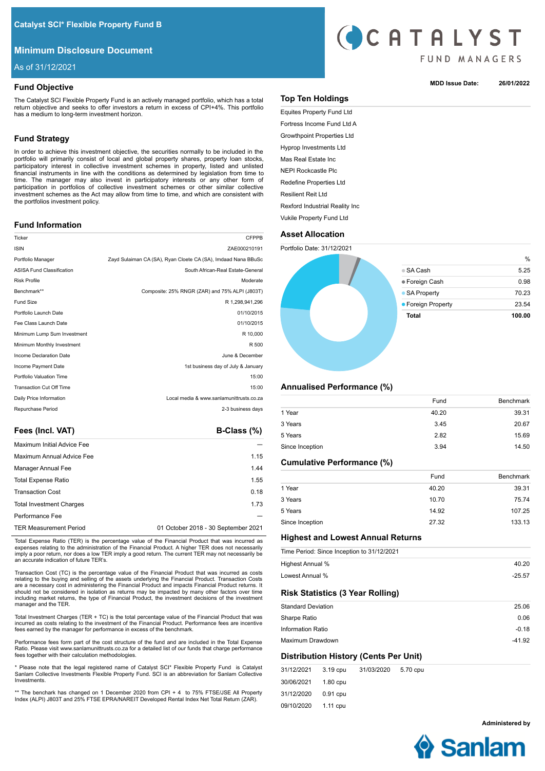# Catalyst SCI* Flexible Property Fund B

## Minimum Disclosure Document

As of 31/12/2021

**MDD Issue Date:** 26/01/2022

## Fund Objective

The Catalyst SCI Flexible Property Fund is an actively managed portfolio, which has a total return objective and seeks to offer investors a return in excess of CPI+4%. This portfolio has a medium to long-term investment horizon.

## Fund Strategy

In order to achieve this investment objective, the securities normally to be included in the portfolio will primarily consist of local and global property shares, property loan stocks, participatory interest in collective investment schemes in property, listed and unlisted financial instruments in line with the conditions as determined by legislation from time to time. The manager may also invest in participatory interests or any other form of participation in portfolios of collective investment schemes or other similar collective investment schemes as the Act may allow from time to time, and which are consistent with the portfolios investment policy.

## Fund Information

| | |
|---|---|
| Ticker | CFPPB |
| ISIN | ZAE000210191 |
| Portfolio Manager | Zayd Sulaiman CA (SA), Ryan Cloete CA (SA), Imdaad Nana BBuSc |
| ASISA Fund Classification | South African-Real Estate-General |
| Risk Profile | Moderate |
| Benchmark** | Composite: 25% RNGR (ZAR) and 75% ALPI (J803T) |
| Fund Size | R 1,298,941,296 |
| Portfolio Launch Date | 01/10/2015 |
| Fee Class Launch Date | 01/10/2015 |
| Minimum Lump Sum Investment | R 10,000 |
| Minimum Monthly Investment | R 500 |
| Income Declaration Date | June & December |
| Income Payment Date | 1st business day of July & January |
| Portfolio Valuation Time | 15:00 |
| Transaction Cut Off Time | 15:00 |
| Daily Price Information | Local media & www.sanlamunittrusts.co.za |
| Repurchase Period | 2-3 business days |

## Fees (Incl. VAT)

| | B-Class (%) |
|---|---|
| Maximum Initial Advice Fee | — |
| Maximum Annual Advice Fee | 1.15 |
| Manager Annual Fee | 1.44 |
| Total Expense Ratio | 1.55 |
| Transaction Cost | 0.18 |
| Total Investment Charges | 1.73 |
| Performance Fee | — |
| TER Measurement Period | 01 October 2018 - 30 September 2021 |

Total Expense Ratio (TER) is the percentage value of the Financial Product that was incurred as expenses relating to the administration of the Financial Product. A higher TER does not necessarily imply a poor return, nor does a low TER imply a good return. The current TER may not necessarily be an accurate indication of future TER's.

Transaction Cost (TC) is the percentage value of the Financial Product that was incurred as costs relating to the buying and selling of the assets underlying the Financial Product. Transaction Costs are a necessary cost in administering the Financial Product and impacts Financial Product returns. It should not be considered in isolation as returns may be impacted by many other factors over time including market returns, the type of Financial Product, the investment decisions of the investment manager and the TER.

Total Investment Charges (TER + TC) is the total percentage value of the Financial Product that was incurred as costs relating to the investment of the Financial Product. Performance fees are incentive fees earned by the manager for performance in excess of the benchmark.

Performance fees form part of the cost structure of the fund and are included in the Total Expense Ratio. Please visit www.sanlamunittrusts.co.za for a detailed list of our funds that charge performance fees together with their calculation methodologies.

* Please note that the legal registered name of Catalyst SCI* Flexible Property Fund is Catalyst Sanlam Collective Investments Flexible Property Fund. SCI is an abbreviation for Sanlam Collective Investments.

** The benchark has changed on 1 December 2020 from CPI + 4 to 75% FTSE/JSE All Property Index (ALPI) J803T and 25% FTSE EPRA/NAREIT Developed Rental Index Net Total Return (ZAR).

## Top Ten Holdings

- Equites Property Fund Ltd
- Fortress Income Fund Ltd A
- Growthpoint Properties Ltd
- Hyprop Investments Ltd
- Mas Real Estate Inc
- NEPI Rockcastle Plc
- Redefine Properties Ltd
- Resilient Reit Ltd
- Rexford Industrial Reality Inc
- Vukile Property Fund Ltd

## Asset Allocation

Portfolio Date: 31/12/2021

| | % |
|---|---|
| SA Cash | 5.25 |
| Foreign Cash | 0.98 |
| SA Property | 70.23 |
| Foreign Property | 23.54 |
| **Total** | **100.00** |

## Annualised Performance (%)

| | Fund | Benchmark |
|---|---|---|
| 1 Year | 40.20 | 39.31 |
| 3 Years | 3.45 | 20.67 |
| 5 Years | 2.82 | 15.69 |
| Since Inception | 3.94 | 14.50 |

## Cumulative Performance (%)

| | Fund | Benchmark |
|---|---|---|
| 1 Year | 40.20 | 39.31 |
| 3 Years | 10.70 | 75.74 |
| 5 Years | 14.92 | 107.25 |
| Since Inception | 27.32 | 133.13 |

## Highest and Lowest Annual Returns

Time Period: Since Inception to 31/12/2021

| | |
|---|---|
| Highest Annual % | 40.20 |
| Lowest Annual % | -25.57 |

## Risk Statistics (3 Year Rolling)

| | |
|---|---|
| Standard Deviation | 25.06 |
| Sharpe Ratio | 0.06 |
| Information Ratio | -0.18 |
| Maximum Drawdown | -41.92 |

## Distribution History (Cents Per Unit)

| | | | |
|---|---|---|---|
| 31/12/2021 | 3.19 cpu | 31/03/2020 | 5.70 cpu |
| 30/06/2021 | 1.80 cpu | | |
| 31/12/2020 | 0.91 cpu | | |
| 09/10/2020 | 1.11 cpu | | |

Administered by Sanlam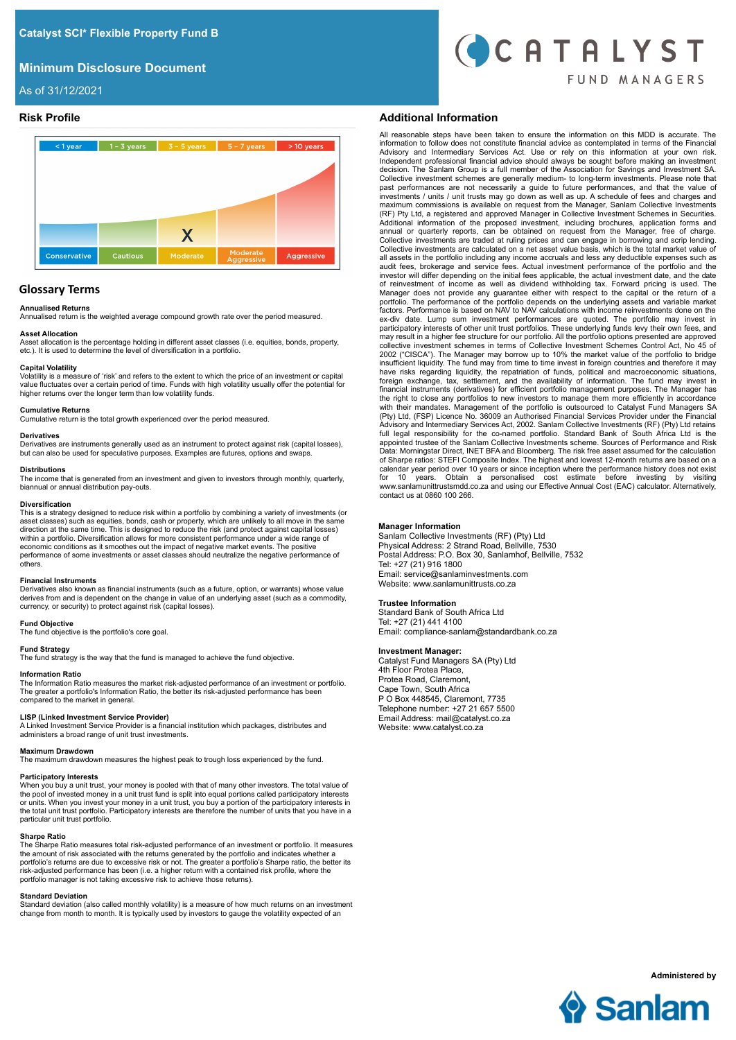# Catalyst SCI* Flexible Property Fund B

## Minimum Disclosure Document

As of 31/12/2021

CATALYST FUND MANAGERS

## Risk Profile

| < 1 year | 1 - 3 years | 3 - 5 years | 5 - 7 years | > 10 years |
|---|---|---|---|---|
| Conservative | Cautious | Moderate | Moderate Aggressive | Aggressive |
| | | X | | |

## Glossary Terms

**Annualised Returns**
Annualised return is the weighted average compound growth rate over the period measured.

**Asset Allocation**
Asset allocation is the percentage holding in different asset classes (i.e. equities, bonds, property, etc.). It is used to determine the level of diversification in a portfolio.

**Capital Volatility**
Volatility is a measure of 'risk' and refers to the extent to which the price of an investment or capital value fluctuates over a certain period of time. Funds with high volatility usually offer the potential for higher returns over the longer term than low volatility funds.

**Cumulative Returns**
Cumulative return is the total growth experienced over the period measured.

**Derivatives**
Derivatives are instruments generally used as an instrument to protect against risk (capital losses), but can also be used for speculative purposes. Examples are futures, options and swaps.

**Distributions**
The income that is generated from an investment and given to investors through monthly, quarterly, biannual or annual distribution pay-outs.

**Diversification**
This is a strategy designed to reduce risk within a portfolio by combining a variety of investments (or asset classes) such as equities, bonds, cash or property, which are unlikely to all move in the same direction at the same time. This is designed to reduce the risk (and protect against capital losses) within a portfolio. Diversification allows for more consistent performance under a wide range of economic conditions as it smoothes out the impact of negative market events. The positive performance of some investments or asset classes should neutralize the negative performance of others.

**Financial Instruments**
Derivatives also known as financial instruments (such as a future, option, or warrants) whose value derives from and is dependent on the change in value of an underlying asset (such as a commodity, currency, or security) to protect against risk (capital losses).

**Fund Objective**
The fund objective is the portfolio's core goal.

**Fund Strategy**
The fund strategy is the way that the fund is managed to achieve the fund objective.

**Information Ratio**
The Information Ratio measures the market risk-adjusted performance of an investment or portfolio. The greater a portfolio's Information Ratio, the better its risk-adjusted performance has been compared to the market in general.

**LISP (Linked Investment Service Provider)**
A Linked Investment Service Provider is a financial institution which packages, distributes and administers a broad range of unit trust investments.

**Maximum Drawdown**
The maximum drawdown measures the highest peak to trough loss experienced by the fund.

**Participatory Interests**
When you buy a unit trust, your money is pooled with that of many other investors. The total value of the pool of invested money in a unit trust fund is split into equal portions called participatory interests or units. When you invest your money in a unit trust, you buy a portion of the participatory interests in the total unit trust portfolio. Participatory interests are therefore the number of units that you have in a particular unit trust portfolio.

**Sharpe Ratio**
The Sharpe Ratio measures total risk-adjusted performance of an investment or portfolio. It measures the amount of risk associated with the returns generated by the portfolio and indicates whether a portfolio's returns are due to excessive risk or not. The greater a portfolio's Sharpe ratio, the better its risk-adjusted performance has been (i.e. a higher return with a contained risk profile, where the portfolio manager is not taking excessive risk to achieve those returns).

**Standard Deviation**
Standard deviation (also called monthly volatility) is a measure of how much returns on an investment change from month to month. It is typically used by investors to gauge the volatility expected of an

## Additional Information

All reasonable steps have been taken to ensure the information on this MDD is accurate. The information to follow does not constitute financial advice as contemplated in terms of the Financial Advisory and Intermediary Services Act. Use or rely on this information at your own risk. Independent professional financial advice should always be sought before making an investment decision. The Sanlam Group is a full member of the Association for Savings and Investment SA. Collective investment schemes are generally medium- to long-term investments. Please note that past performances are not necessarily a guide to future performances, and that the value of investments / units / unit trusts may go down as well as up. A schedule of fees and charges and maximum commissions is available on request from the Manager, Sanlam Collective Investments (RF) Pty Ltd, a registered and approved Manager in Collective Investment Schemes in Securities. Additional information of the proposed investment, including brochures, application forms and annual or quarterly reports, can be obtained on request from the Manager, free of charge. Collective investments are traded at ruling prices and can engage in borrowing and scrip lending. Collective investments are calculated on a net asset value basis, which is the total market value of all assets in the portfolio including any income accruals and less any deductible expenses such as audit fees, brokerage and service fees. Actual investment performance of the portfolio and the investor will differ depending on the initial fees applicable, the actual investment date, and the date of reinvestment of income as well as dividend withholding tax. Forward pricing is used. The Manager does not provide any guarantee either with respect to the capital or the return of a portfolio. The performance of the portfolio depends on the underlying assets and variable market factors. Performance is based on NAV to NAV calculations with income reinvestments done on the ex-div date. Lump sum investment performances are quoted. The portfolio may invest in participatory interests of other unit trust portfolios. These underlying funds levy their own fees, and may result in a higher fee structure for our portfolio. All the portfolio options presented are approved collective investment schemes in terms of Collective Investment Schemes Control Act, No 45 of 2002 ("CISCA"). The Manager may borrow up to 10% the market value of the portfolio to bridge insufficient liquidity. The fund may from time to time invest in foreign countries and therefore it may have risks regarding liquidity, the repatriation of funds, political and macroeconomic situations, foreign exchange, tax, settlement, and the availability of information. The fund may invest in financial instruments (derivatives) for efficient portfolio management purposes. The Manager has the right to close any portfolios to new investors to manage them more efficiently in accordance with their mandates. Management of the portfolio is outsourced to Catalyst Fund Managers SA (Pty) Ltd, (FSP) Licence No. 36009 an Authorised Financial Services Provider under the Financial Advisory and Intermediary Services Act, 2002. Sanlam Collective Investments (RF) (Pty) Ltd retains full legal responsibility for the co-named portfolio. Standard Bank of South Africa Ltd is the appointed trustee of the Sanlam Collective Investments scheme. Sources of Performance and Risk Data: Morningstar Direct, INET BFA and Bloomberg. The risk free asset assumed for the calculation of Sharpe ratios: STEFI Composite Index. The highest and lowest 12-month returns are based on a calendar year period over 10 years or since inception where the performance history does not exist for 10 years. Obtain a personalised cost estimate before investing by visiting www.sanlamunittrustsmdd.co.za and using our Effective Annual Cost (EAC) calculator. Alternatively, contact us at 0860 100 266.

**Manager Information**
Sanlam Collective Investments (RF) (Pty) Ltd
Physical Address: 2 Strand Road, Bellville, 7530
Postal Address: P.O. Box 30, Sanlamhof, Bellville, 7532
Tel: +27 (21) 916 1800
Email: service@sanlaminvestments.com
Website: www.sanlamunittrusts.co.za

**Trustee Information**
Standard Bank of South Africa Ltd
Tel: +27 (21) 441 4100
Email: compliance-sanlam@standardbank.co.za

**Investment Manager:**
Catalyst Fund Managers SA (Pty) Ltd
4th Floor Protea Place,
Protea Road, Claremont,
Cape Town, South Africa
P O Box 448545, Claremont, 7735
Telephone number: +27 21 657 5500
Email Address: mail@catalyst.co.za
Website: www.catalyst.co.za

**Administered by**

Sanlam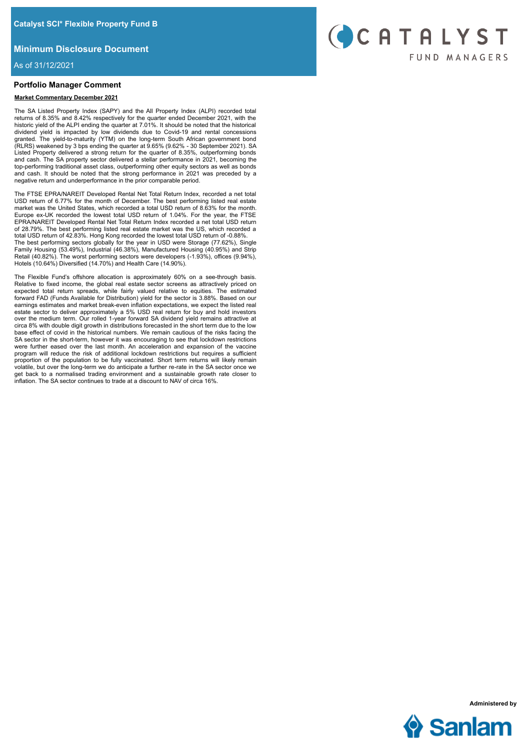**Catalyst SCI* Flexible Property Fund B**

**Minimum Disclosure Document**

As of 31/12/2021

CATALYST FUND MANAGERS

## Portfolio Manager Comment

**Market Commentary December 2021**

The SA Listed Property Index (SAPY) and the All Property Index (ALPI) recorded total returns of 8.35% and 8.42% respectively for the quarter ended December 2021, with the historic yield of the ALPI ending the quarter at 7.01%. It should be noted that the historical dividend yield is impacted by low dividends due to Covid-19 and rental concessions granted. The yield-to-maturity (YTM) on the long-term South African government bond (RLRS) weakened by 3 bps ending the quarter at 9.65% (9.62% - 30 September 2021). SA Listed Property delivered a strong return for the quarter of 8.35%, outperforming bonds and cash. The SA property sector delivered a stellar performance in 2021, becoming the top-performing traditional asset class, outperforming other equity sectors as well as bonds and cash. It should be noted that the strong performance in 2021 was preceded by a negative return and underperformance in the prior comparable period.

The FTSE EPRA/NAREIT Developed Rental Net Total Return Index, recorded a net total USD return of 6.77% for the month of December. The best performing listed real estate market was the United States, which recorded a total USD return of 8.63% for the month. Europe ex-UK recorded the lowest total USD return of 1.04%. For the year, the FTSE EPRA/NAREIT Developed Rental Net Total Return Index recorded a net total USD return of 28.79%. The best performing listed real estate market was the US, which recorded a total USD return of 42.83%. Hong Kong recorded the lowest total USD return of -0.88%.
The best performing sectors globally for the year in USD were Storage (77.62%), Single Family Housing (53.49%), Industrial (46.38%), Manufactured Housing (40.95%) and Strip Retail (40.82%). The worst performing sectors were developers (-1.93%), offices (9.94%), Hotels (10.64%) Diversified (14.70%) and Health Care (14.90%).

The Flexible Fund's offshore allocation is approximately 60% on a see-through basis. Relative to fixed income, the global real estate sector screens as attractively priced on expected total return spreads, while fairly valued relative to equities. The estimated forward FAD (Funds Available for Distribution) yield for the sector is 3.88%. Based on our earnings estimates and market break-even inflation expectations, we expect the listed real estate sector to deliver approximately a 5% USD real return for buy and hold investors over the medium term. Our rolled 1-year forward SA dividend yield remains attractive at circa 8% with double digit growth in distributions forecasted in the short term due to the low base effect of covid in the historical numbers. We remain cautious of the risks facing the SA sector in the short-term, however it was encouraging to see that lockdown restrictions were further eased over the last month. An acceleration and expansion of the vaccine program will reduce the risk of additional lockdown restrictions but requires a sufficient proportion of the population to be fully vaccinated. Short term returns will likely remain volatile, but over the long-term we do anticipate a further re-rate in the SA sector once we get back to a normalised trading environment and a sustainable growth rate closer to inflation. The SA sector continues to trade at a discount to NAV of circa 16%.

**Administered by**

Sanlam